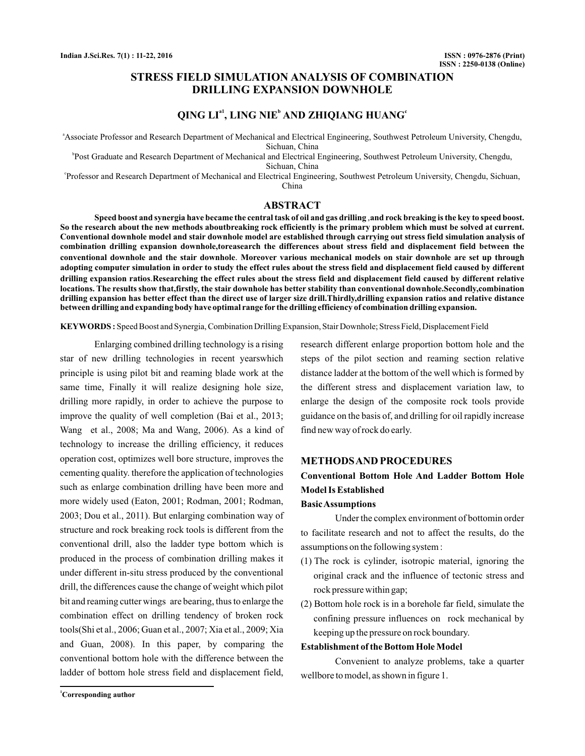# STRESS FIELD SIMULATION ANALYSIS OF COMBINATION DRILLING EXPANSION DOWNHOLE

## QING LI[a1], LING NIE[b] AND ZHIQIANG HUANG[c]

[a]Associate Professor and Research Department of Mechanical and Electrical Engineering, Southwest Petroleum University, Chengdu, Sichuan, China

[b]Post Graduate and Research Department of Mechanical and Electrical Engineering, Southwest Petroleum University, Chengdu, Sichuan, China

[c]Professor and Research Department of Mechanical and Electrical Engineering, Southwest Petroleum University, Chengdu, Sichuan, China

## ABSTRACT

**Speed boost and synergia have became the central task of oil and gas drilling ,and rock breaking is the key to speed boost. So the research about the new methods aboutbreaking rock efficiently is the primary problem which must be solved at current. Conventional downhole model and stair downhole model are established through carrying out stress field simulation analysis of combination drilling expansion downhole,toresearch the differences about stress field and displacement field between the conventional downhole and the stair downhole. Moreover various mechanical models on stair downhole are set up through adopting computer simulation in order to study the effect rules about the stress field and displacement field caused by different drilling expansion ratios.Researching the effect rules about the stress field and displacement field caused by different relative locations. The results show that,firstly, the stair downhole has better stability than conventional downhole.Secondly,combination drilling expansion has better effect than the direct use of larger size drill.Thirdly,drilling expansion ratios and relative distance between drilling and expanding body have optimal range for the drilling efficiency of combination drilling expansion.**

**KEYWORDS :** Speed Boost and Synergia, Combination Drilling Expansion, Stair Downhole; Stress Field, Displacement Field

Enlarging combined drilling technology is a rising star of new drilling technologies in recent yearswhich principle is using pilot bit and reaming blade work at the same time, Finally it will realize designing hole size, drilling more rapidly, in order to achieve the purpose to improve the quality of well completion (Bai et al., 2013; Wang et al., 2008; Ma and Wang, 2006). As a kind of technology to increase the drilling efficiency, it reduces operation cost, optimizes well bore structure, improves the cementing quality. therefore the application of technologies such as enlarge combination drilling have been more and more widely used (Eaton, 2001; Rodman, 2001; Rodman, 2003; Dou et al., 2011). But enlarging combination way of structure and rock breaking rock tools is different from the conventional drill, also the ladder type bottom which is produced in the process of combination drilling makes it under different in-situ stress produced by the conventional drill, the differences cause the change of weight which pilot bit and reaming cutter wings are bearing, thus to enlarge the combination effect on drilling tendency of broken rock tools(Shi et al., 2006; Guan et al., 2007; Xia et al., 2009; Xia and Guan, 2008). In this paper, by comparing the conventional bottom hole with the difference between the ladder of bottom hole stress field and displacement field, research different enlarge proportion bottom hole and the steps of the pilot section and reaming section relative distance ladder at the bottom of the well which is formed by the different stress and displacement variation law, to enlarge the design of the composite rock tools provide guidance on the basis of, and drilling for oil rapidly increase find new way of rock do early.

## METHODS AND PROCEDURES

### Conventional Bottom Hole And Ladder Bottom Hole Model Is Established

#### Basic Assumptions

Under the complex environment of bottomin order to facilitate research and not to affect the results, do the assumptions on the following system :

(1) The rock is cylinder, isotropic material, ignoring the original crack and the influence of tectonic stress and rock pressure within gap;

(2) Bottom hole rock is in a borehole far field, simulate the confining pressure influences on rock mechanical by keeping up the pressure on rock boundary.

#### Establishment of the Bottom Hole Model

Convenient to analyze problems, take a quarter wellbore to model, as shown in figure 1.

[1]Corresponding author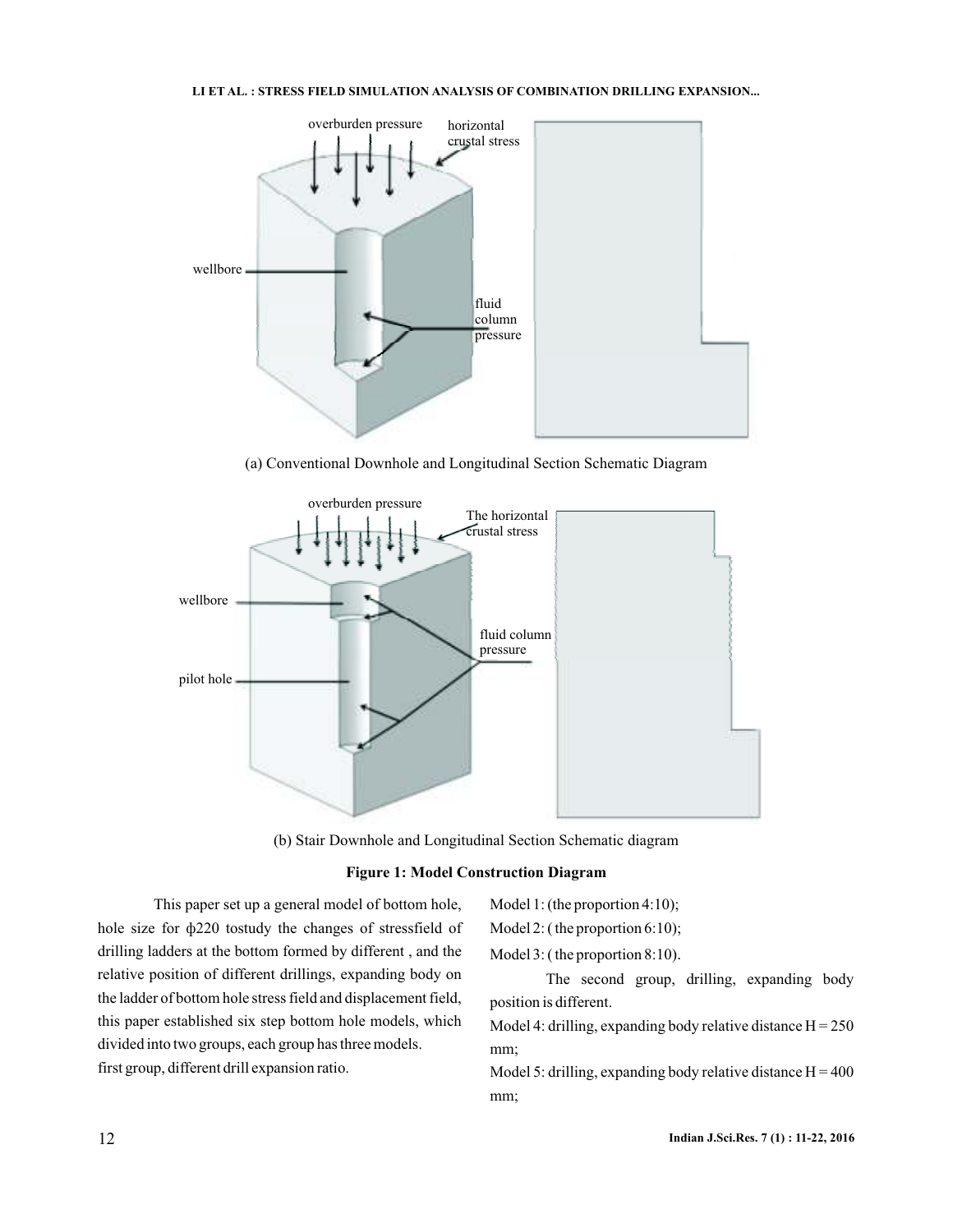(a) Conventional Downhole and Longitudinal Section Schematic Diagram

(b) Stair Downhole and Longitudinal Section Schematic diagram

**Figure 1: Model Construction Diagram**

This paper set up a general model of bottom hole, hole size for ф220 tostudy the changes of stressfield of drilling ladders at the bottom formed by different , and the relative position of different drillings, expanding body on the ladder of bottom hole stress field and displacement field, this paper established six step bottom hole models, which divided into two groups, each group has three models.

first group, different drill expansion ratio.

Model 1: (the proportion 4:10);

Model 2: ( the proportion 6:10);

Model 3: ( the proportion 8:10).

The second group, drilling, expanding body position is different.

Model 4: drilling, expanding body relative distance H = 250 mm;

Model 5: drilling, expanding body relative distance H = 400 mm;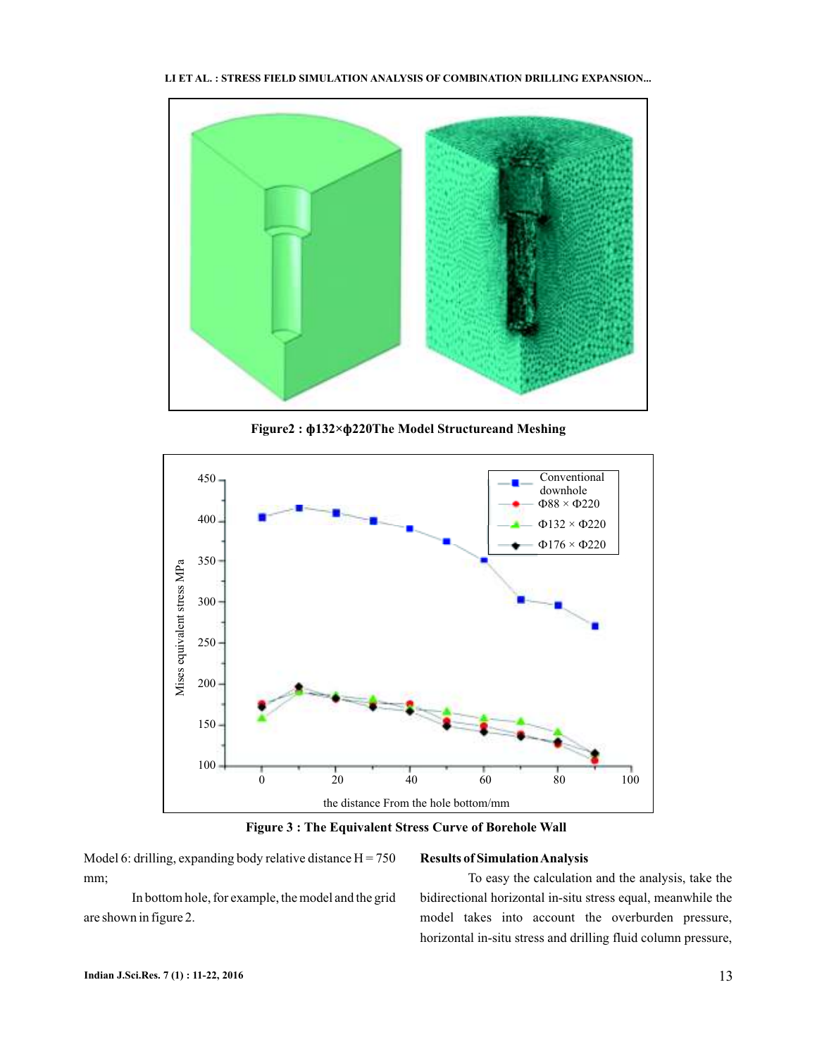Figure2 : ϕ132×ϕ220The Model Structureand Meshing

Figure 3 : The Equivalent Stress Curve of Borehole Wall

Model 6: drilling, expanding body relative distance H = 750 mm;

In bottom hole, for example, the model and the grid are shown in figure 2.

**Results of Simulation Analysis**

To easy the calculation and the analysis, take the bidirectional horizontal in-situ stress equal, meanwhile the model takes into account the overburden pressure, horizontal in-situ stress and drilling fluid column pressure,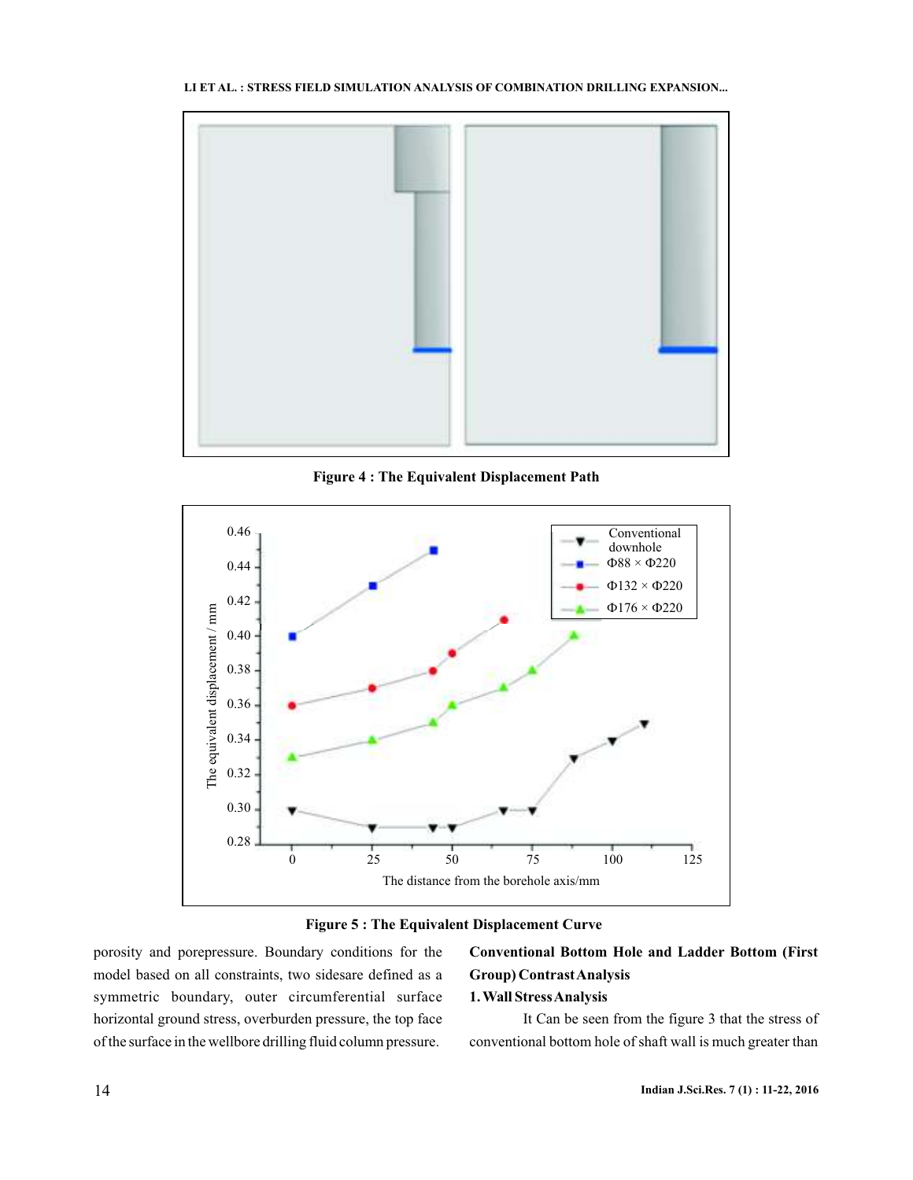Figure 4 : The Equivalent Displacement Path

Figure 5 : The Equivalent Displacement Curve

porosity and porepressure. Boundary conditions for the model based on all constraints, two sidesare defined as a symmetric boundary, outer circumferential surface horizontal ground stress, overburden pressure, the top face of the surface in the wellbore drilling fluid column pressure.

**Conventional Bottom Hole and Ladder Bottom (First Group) Contrast Analysis**

**1. Wall Stress Analysis**

It Can be seen from the figure 3 that the stress of conventional bottom hole of shaft wall is much greater than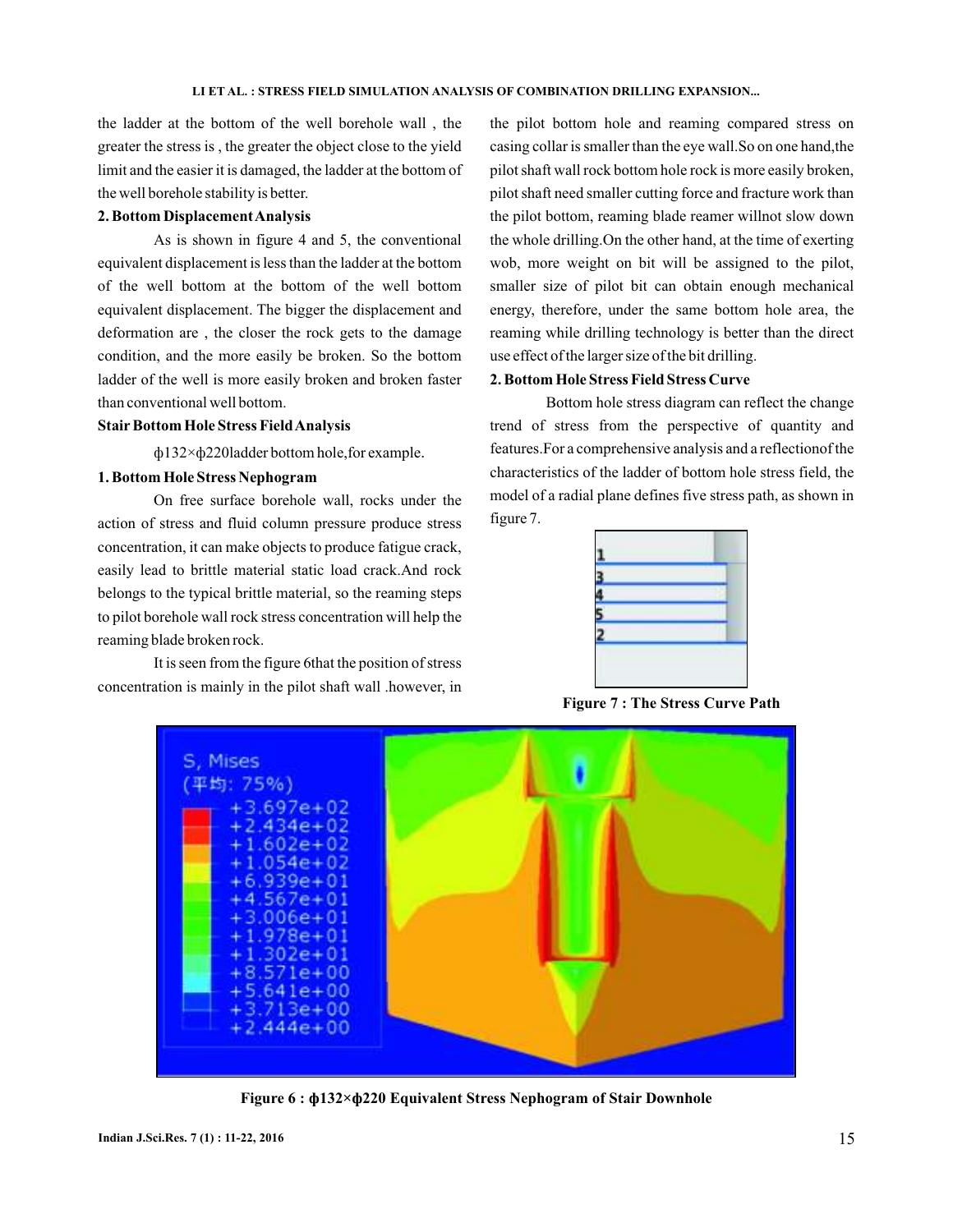the ladder at the bottom of the well borehole wall , the greater the stress is , the greater the object close to the yield limit and the easier it is damaged, the ladder at the bottom of the well borehole stability is better.

**2. Bottom Displacement Analysis**

As is shown in figure 4 and 5, the conventional equivalent displacement is less than the ladder at the bottom of the well bottom at the bottom of the well bottom equivalent displacement. The bigger the displacement and deformation are , the closer the rock gets to the damage condition, and the more easily be broken. So the bottom ladder of the well is more easily broken and broken faster than conventional well bottom.

**Stair Bottom Hole Stress Field Analysis**

ф132×ф220ladder bottom hole,for example.

**1. Bottom Hole Stress Nephogram**

On free surface borehole wall, rocks under the action of stress and fluid column pressure produce stress concentration, it can make objects to produce fatigue crack, easily lead to brittle material static load crack.And rock belongs to the typical brittle material, so the reaming steps to pilot borehole wall rock stress concentration will help the reaming blade broken rock.

It is seen from the figure 6that the position of stress concentration is mainly in the pilot shaft wall .however, in the pilot bottom hole and reaming compared stress on casing collar is smaller than the eye wall.So on one hand,the pilot shaft wall rock bottom hole rock is more easily broken, pilot shaft need smaller cutting force and fracture work than the pilot bottom, reaming blade reamer willnot slow down the whole drilling.On the other hand, at the time of exerting wob, more weight on bit will be assigned to the pilot, smaller size of pilot bit can obtain enough mechanical energy, therefore, under the same bottom hole area, the reaming while drilling technology is better than the direct use effect of the larger size of the bit drilling.

**2. Bottom Hole Stress Field Stress Curve**

Bottom hole stress diagram can reflect the change trend of stress from the perspective of quantity and features.For a comprehensive analysis and a reflectionof the characteristics of the ladder of bottom hole stress field, the model of a radial plane defines five stress path, as shown in figure 7.

**Figure 7 : The Stress Curve Path**

**Figure 6 : ф132×ф220 Equivalent Stress Nephogram of Stair Downhole**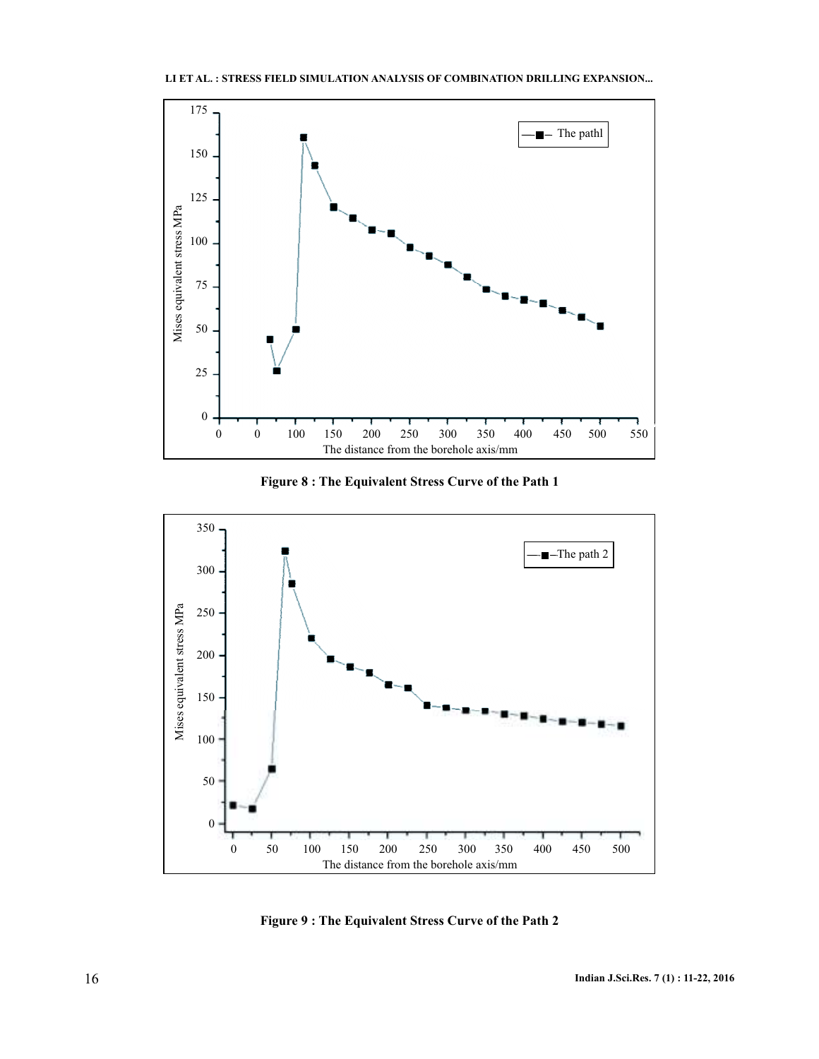Figure 8 : The Equivalent Stress Curve of the Path 1

Figure 9 : The Equivalent Stress Curve of the Path 2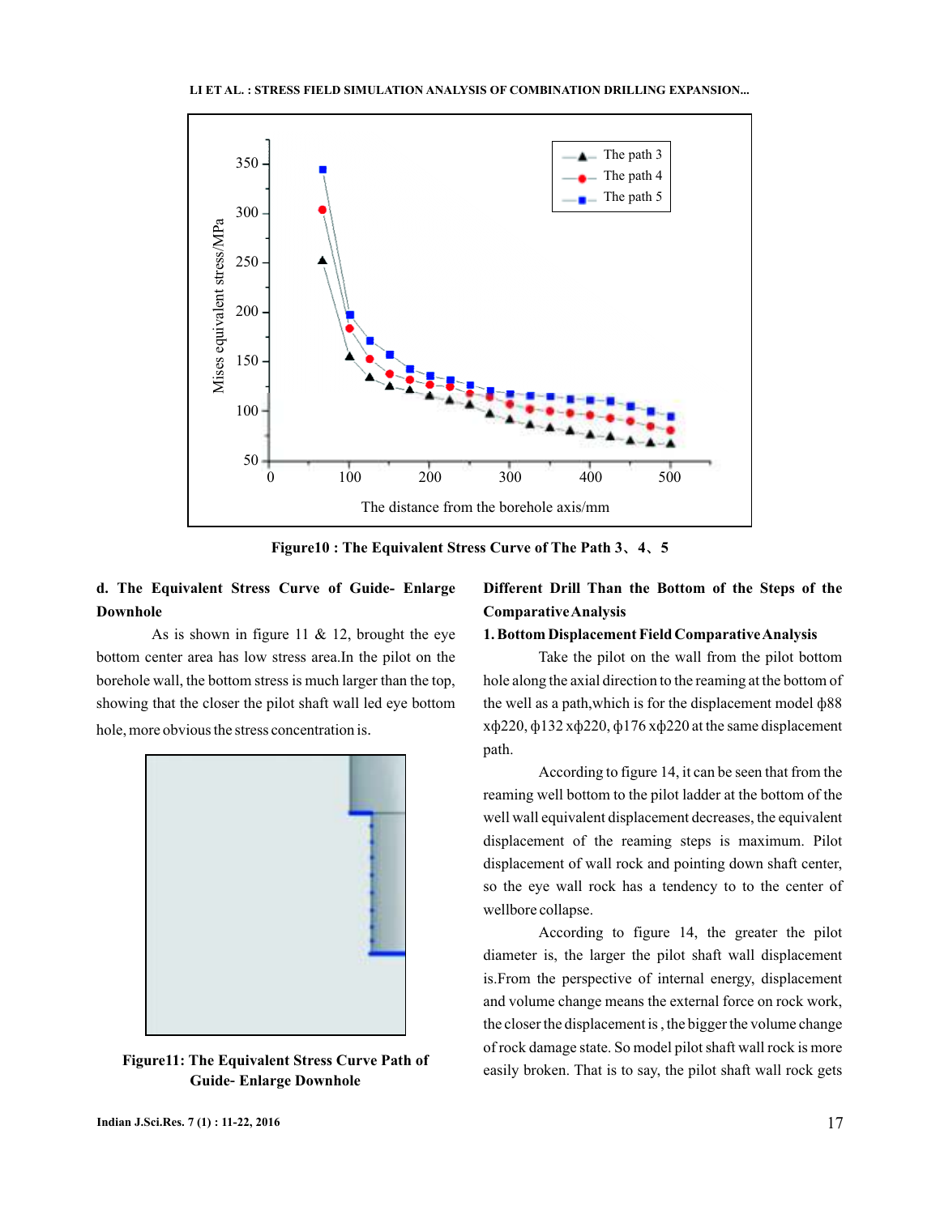Figure10 : The Equivalent Stress Curve of The Path 3、4、5

**d. The Equivalent Stress Curve of Guide- Enlarge Downhole**

As is shown in figure 11 & 12, brought the eye bottom center area has low stress area.In the pilot on the borehole wall, the bottom stress is much larger than the top, showing that the closer the pilot shaft wall led eye bottom hole, more obvious the stress concentration is.

Figure11: The Equivalent Stress Curve Path of Guide- Enlarge Downhole

**Different Drill Than the Bottom of the Steps of the Comparative Analysis**

**1. Bottom Displacement Field Comparative Analysis**

Take the pilot on the wall from the pilot bottom hole along the axial direction to the reaming at the bottom of the well as a path,which is for the displacement model ф88 xф220, ф132 xф220, ф176 xф220 at the same displacement path.

According to figure 14, it can be seen that from the reaming well bottom to the pilot ladder at the bottom of the well wall equivalent displacement decreases, the equivalent displacement of the reaming steps is maximum. Pilot displacement of wall rock and pointing down shaft center, so the eye wall rock has a tendency to to the center of wellbore collapse.

According to figure 14, the greater the pilot diameter is, the larger the pilot shaft wall displacement is.From the perspective of internal energy, displacement and volume change means the external force on rock work, the closer the displacement is , the bigger the volume change of rock damage state. So model pilot shaft wall rock is more easily broken. That is to say, the pilot shaft wall rock gets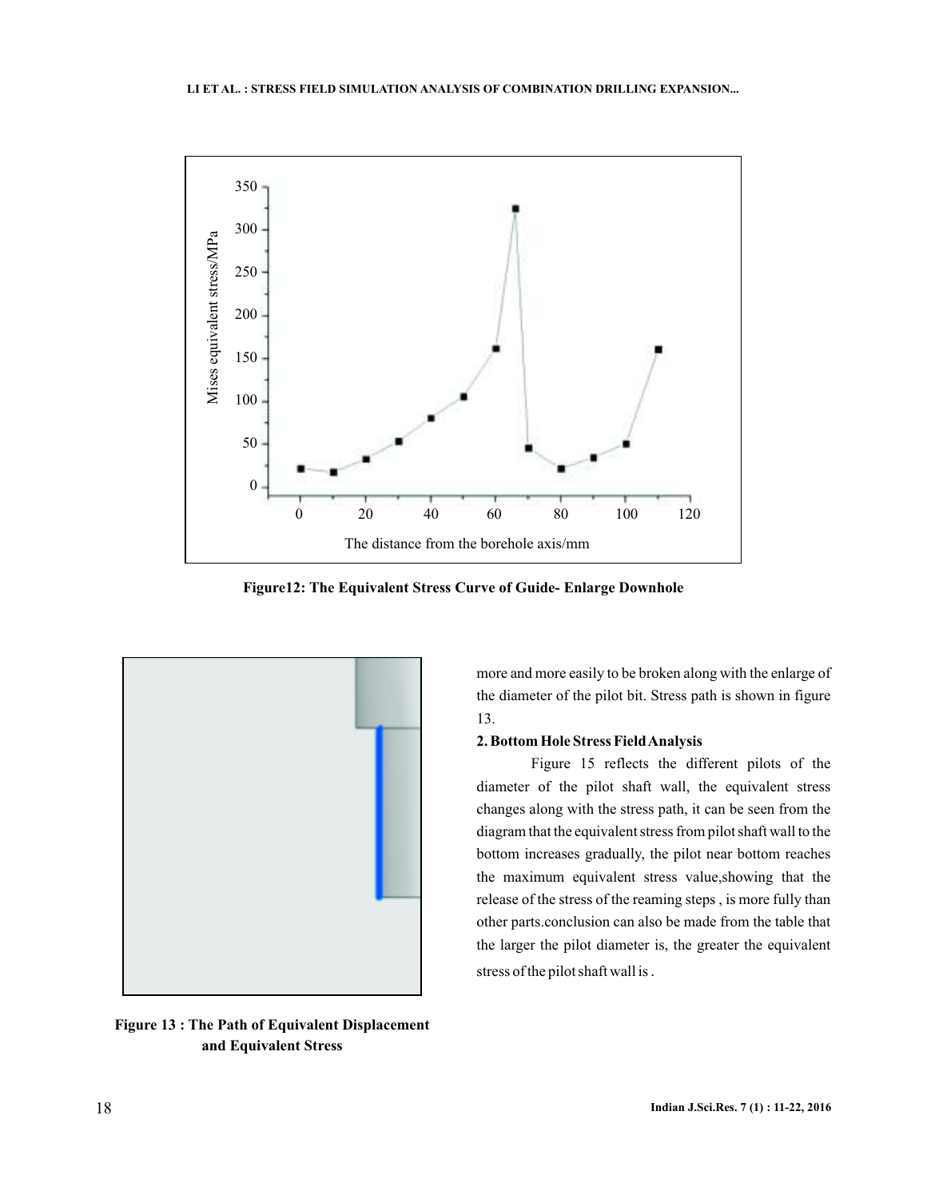Figure12: The Equivalent Stress Curve of Guide- Enlarge Downhole

Figure 13 : The Path of Equivalent Displacement and Equivalent Stress

more and more easily to be broken along with the enlarge of the diameter of the pilot bit. Stress path is shown in figure 13.

**2. Bottom Hole Stress Field Analysis**

Figure 15 reflects the different pilots of the diameter of the pilot shaft wall, the equivalent stress changes along with the stress path, it can be seen from the diagram that the equivalent stress from pilot shaft wall to the bottom increases gradually, the pilot near bottom reaches the maximum equivalent stress value,showing that the release of the stress of the reaming steps , is more fully than other parts.conclusion can also be made from the table that the larger the pilot diameter is, the greater the equivalent stress of the pilot shaft wall is .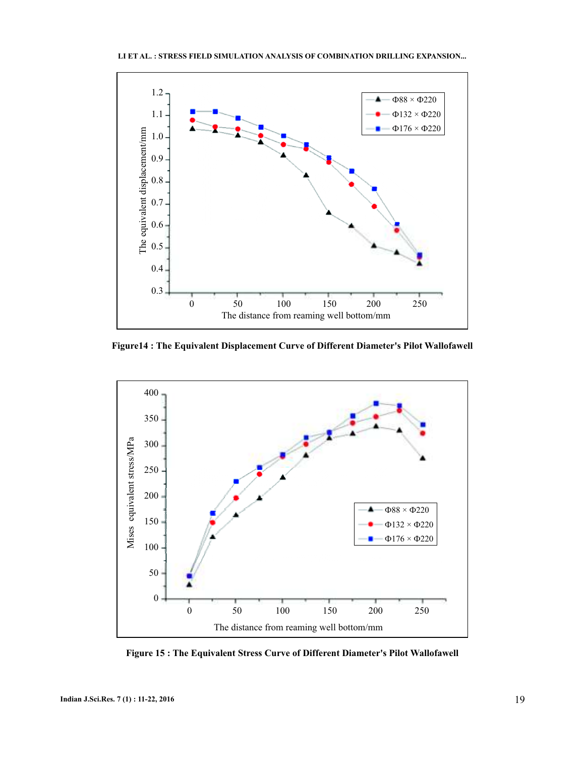Figure14 : The Equivalent Displacement Curve of Different Diameter's Pilot Wallofawell

Figure 15 : The Equivalent Stress Curve of Different Diameter's Pilot Wallofawell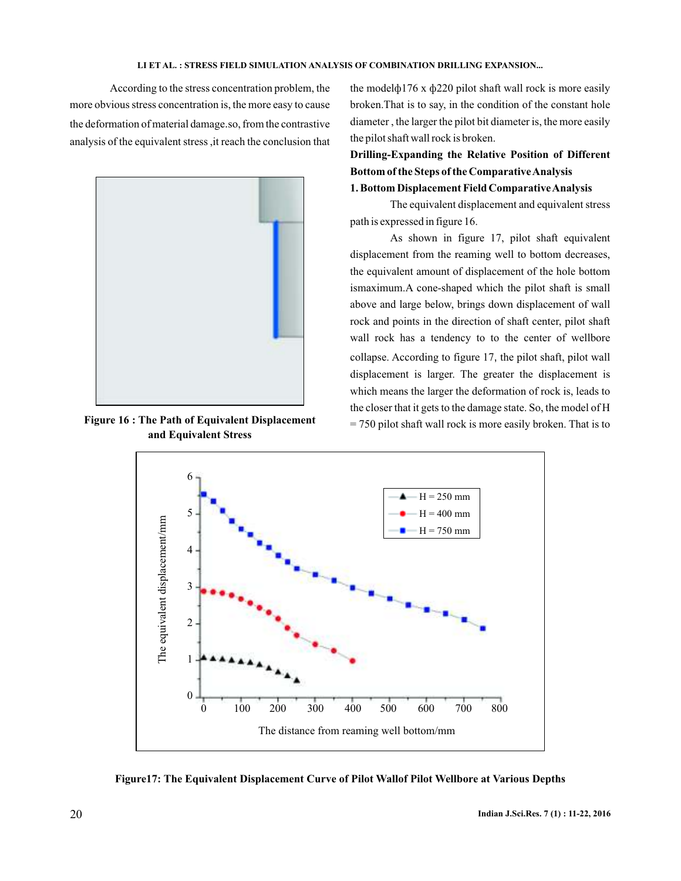According to the stress concentration problem, the more obvious stress concentration is, the more easy to cause the deformation of material damage.so, from the contrastive analysis of the equivalent stress ,it reach the conclusion that the modelϕ176 x ϕ220 pilot shaft wall rock is more easily broken.That is to say, in the condition of the constant hole diameter , the larger the pilot bit diameter is, the more easily the pilot shaft wall rock is broken.

Figure 16 : The Path of Equivalent Displacement and Equivalent Stress

**Drilling-Expanding the Relative Position of Different Bottom of the Steps of the Comparative Analysis**

**1. Bottom Displacement Field Comparative Analysis**

The equivalent displacement and equivalent stress path is expressed in figure 16.

As shown in figure 17, pilot shaft equivalent displacement from the reaming well to bottom decreases, the equivalent amount of displacement of the hole bottom ismaximum.A cone-shaped which the pilot shaft is small above and large below, brings down displacement of wall rock and points in the direction of shaft center, pilot shaft wall rock has a tendency to to the center of wellbore collapse. According to figure 17, the pilot shaft, pilot wall displacement is larger. The greater the displacement is which means the larger the deformation of rock is, leads to the closer that it gets to the damage state. So, the model of H = 750 pilot shaft wall rock is more easily broken. That is to

Figure17: The Equivalent Displacement Curve of Pilot Wallof Pilot Wellbore at Various Depths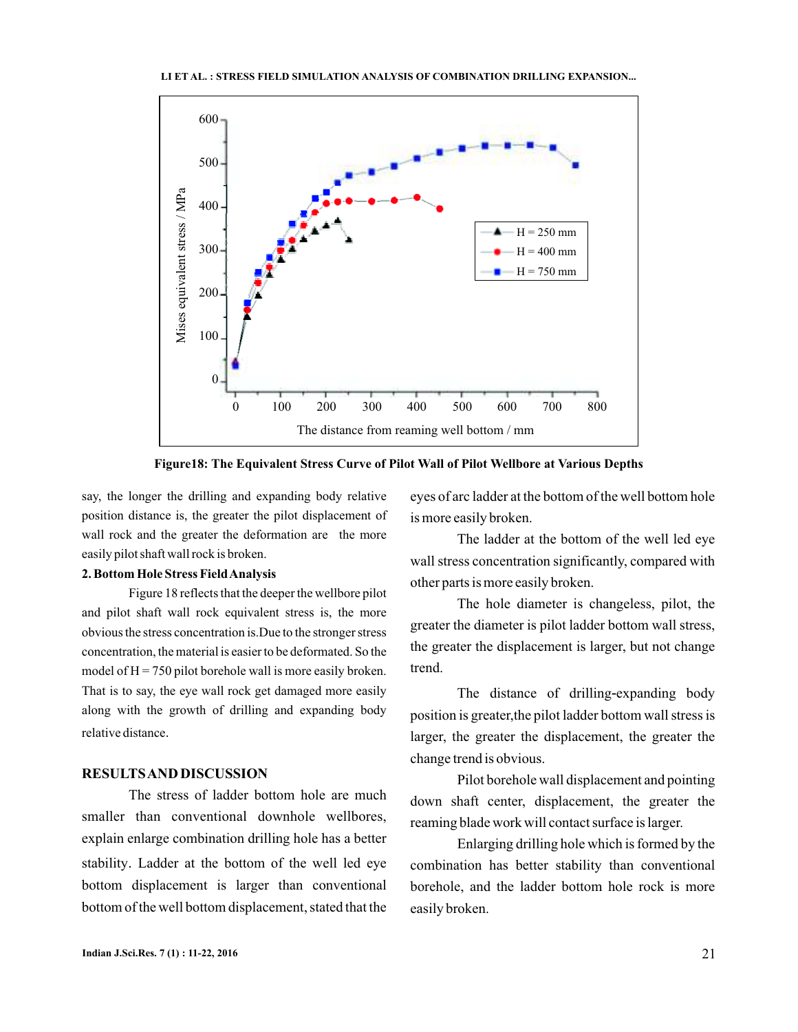**Figure18: The Equivalent Stress Curve of Pilot Wall of Pilot Wellbore at Various Depths**

say, the longer the drilling and expanding body relative position distance is, the greater the pilot displacement of wall rock and the greater the deformation are the more easily pilot shaft wall rock is broken.

### 2. Bottom Hole Stress Field Analysis

Figure 18 reflects that the deeper the wellbore pilot and pilot shaft wall rock equivalent stress is, the more obvious the stress concentration is.Due to the stronger stress concentration, the material is easier to be deformated. So the model of H = 750 pilot borehole wall is more easily broken. That is to say, the eye wall rock get damaged more easily along with the growth of drilling and expanding body relative distance.

## RESULTS AND DISCUSSION

The stress of ladder bottom hole are much smaller than conventional downhole wellbores, explain enlarge combination drilling hole has a better stability. Ladder at the bottom of the well led eye bottom displacement is larger than conventional bottom of the well bottom displacement, stated that the eyes of arc ladder at the bottom of the well bottom hole is more easily broken.

The ladder at the bottom of the well led eye wall stress concentration significantly, compared with other parts is more easily broken.

The hole diameter is changeless, pilot, the greater the diameter is pilot ladder bottom wall stress, the greater the displacement is larger, but not change trend.

The distance of drilling-expanding body position is greater,the pilot ladder bottom wall stress is larger, the greater the displacement, the greater the change trend is obvious.

Pilot borehole wall displacement and pointing down shaft center, displacement, the greater the reaming blade work will contact surface is larger.

Enlarging drilling hole which is formed by the combination has better stability than conventional borehole, and the ladder bottom hole rock is more easily broken.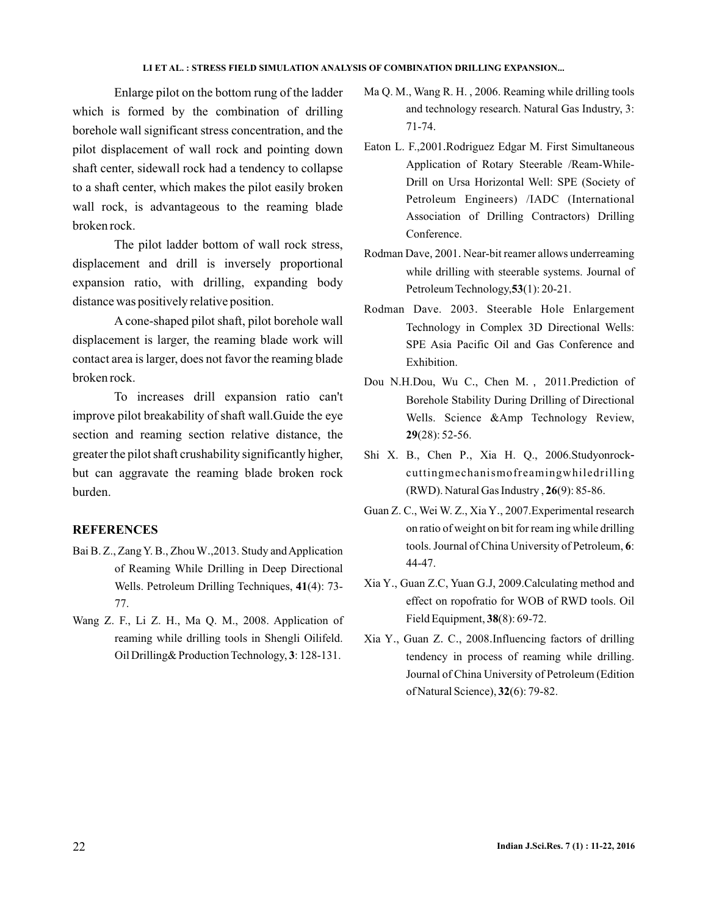Enlarge pilot on the bottom rung of the ladder which is formed by the combination of drilling borehole wall significant stress concentration, and the pilot displacement of wall rock and pointing down shaft center, sidewall rock had a tendency to collapse to a shaft center, which makes the pilot easily broken wall rock, is advantageous to the reaming blade broken rock.

The pilot ladder bottom of wall rock stress, displacement and drill is inversely proportional expansion ratio, with drilling, expanding body distance was positively relative position.

A cone-shaped pilot shaft, pilot borehole wall displacement is larger, the reaming blade work will contact area is larger, does not favor the reaming blade broken rock.

To increases drill expansion ratio can't improve pilot breakability of shaft wall.Guide the eye section and reaming section relative distance, the greater the pilot shaft crushability significantly higher, but can aggravate the reaming blade broken rock burden.

## REFERENCES

Bai B. Z., Zang Y. B., Zhou W.,2013. Study and Application of Reaming While Drilling in Deep Directional Wells. Petroleum Drilling Techniques, **41**(4): 73-77.

Wang Z. F., Li Z. H., Ma Q. M., 2008. Application of reaming while drilling tools in Shengli Oilifeld. Oil Drilling& Production Technology, **3**: 128-131.

Ma Q. M., Wang R. H. , 2006. Reaming while drilling tools and technology research. Natural Gas Industry, 3: 71-74.

Eaton L. F.,2001.Rodriguez Edgar M. First Simultaneous Application of Rotary Steerable /Ream-While-Drill on Ursa Horizontal Well: SPE (Society of Petroleum Engineers) /IADC (International Association of Drilling Contractors) Drilling Conference.

Rodman Dave, 2001. Near-bit reamer allows underreaming while drilling with steerable systems. Journal of Petroleum Technology,**53**(1): 20-21.

Rodman Dave. 2003. Steerable Hole Enlargement Technology in Complex 3D Directional Wells: SPE Asia Pacific Oil and Gas Conference and Exhibition.

Dou N.H.Dou, Wu C., Chen M. , 2011.Prediction of Borehole Stability During Drilling of Directional Wells. Science &Amp Technology Review, **29**(28): 52-56.

Shi X. B., Chen P., Xia H. Q., 2006.Studyonrock-cuttingmechanismofreamingwhiledrilling (RWD). Natural Gas Industry , **26**(9): 85-86.

Guan Z. C., Wei W. Z., Xia Y., 2007.Experimental research on ratio of weight on bit for ream ing while drilling tools. Journal of China University of Petroleum, **6**: 44-47.

Xia Y., Guan Z.C, Yuan G.J, 2009.Calculating method and effect on ropofratio for WOB of RWD tools. Oil Field Equipment, **38**(8): 69-72.

Xia Y., Guan Z. C., 2008.Influencing factors of drilling tendency in process of reaming while drilling. Journal of China University of Petroleum (Edition of Natural Science), **32**(6): 79-82.